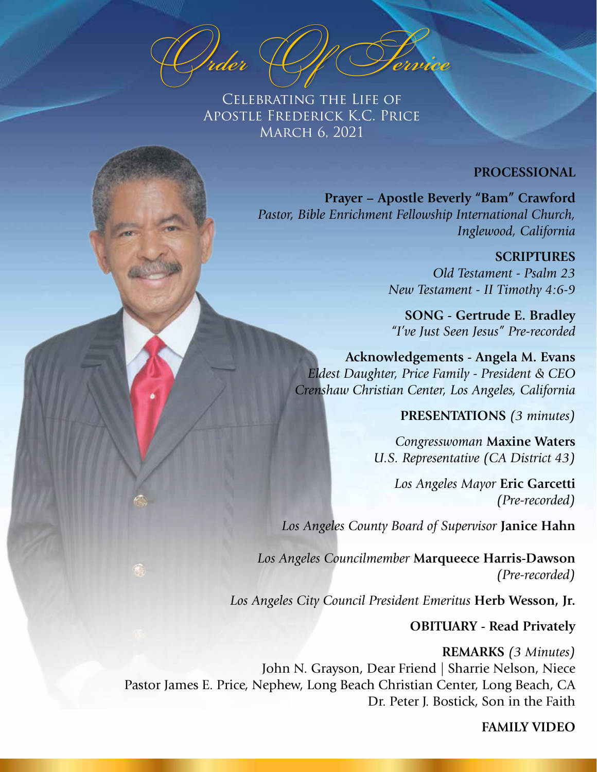# Order Of Service

Celebrating the Life of
Apostle Frederick K.C. Price
March 6, 2021

**PROCESSIONAL**

**Prayer – Apostle Beverly "Bam" Crawford**
*Pastor, Bible Enrichment Fellowship International Church, Inglewood, California*

**SCRIPTURES**
*Old Testament - Psalm 23*
*New Testament - II Timothy 4:6-9*

**SONG - Gertrude E. Bradley**
*"I've Just Seen Jesus" Pre-recorded*

**Acknowledgements - Angela M. Evans**
*Eldest Daughter, Price Family - President & CEO*
*Crenshaw Christian Center, Los Angeles, California*

**PRESENTATIONS** *(3 minutes)*

*Congresswoman* **Maxine Waters**
*U.S. Representative (CA District 43)*

*Los Angeles Mayor* **Eric Garcetti**
*(Pre-recorded)*

*Los Angeles County Board of Supervisor* **Janice Hahn**

*Los Angeles Councilmember* **Marqueece Harris-Dawson**
*(Pre-recorded)*

*Los Angeles City Council President Emeritus* **Herb Wesson, Jr.**

**OBITUARY - Read Privately**

**REMARKS** *(3 Minutes)*
John N. Grayson, Dear Friend | Sharrie Nelson, Niece
Pastor James E. Price, Nephew, Long Beach Christian Center, Long Beach, CA
Dr. Peter J. Bostick, Son in the Faith

**FAMILY VIDEO**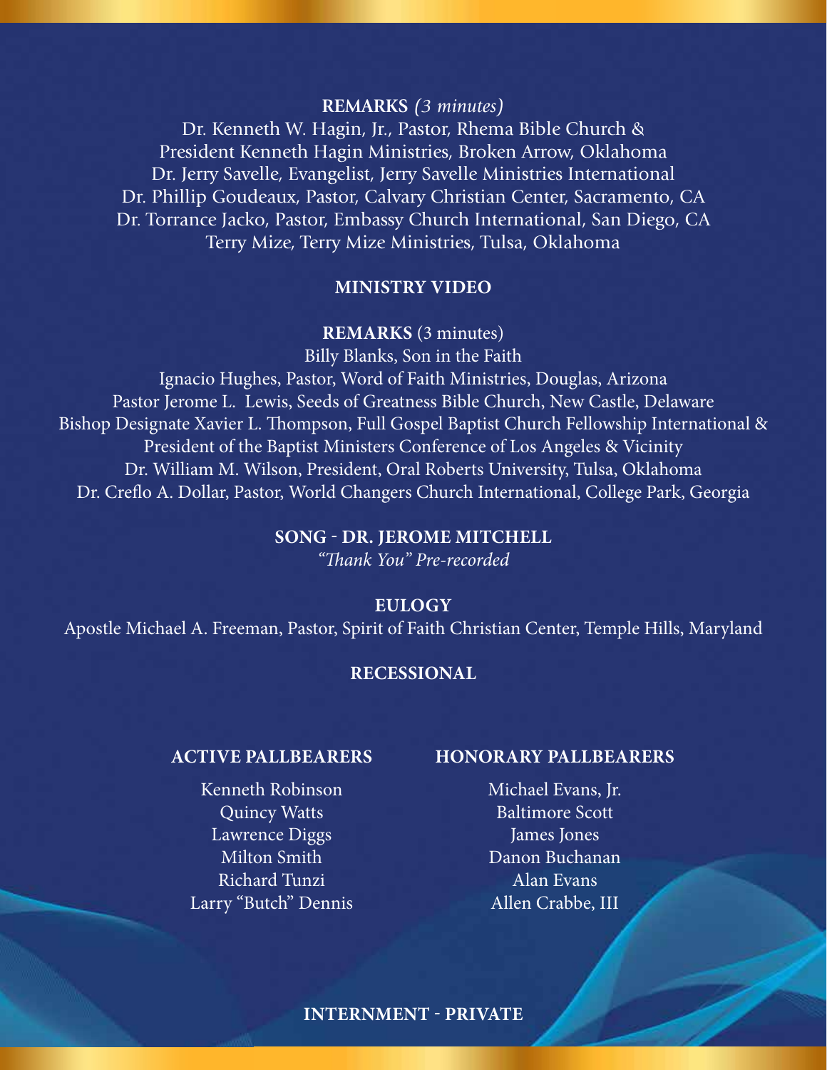**REMARKS** *(3 minutes)*

Dr. Kenneth W. Hagin, Jr., Pastor, Rhema Bible Church &
President Kenneth Hagin Ministries, Broken Arrow, Oklahoma
Dr. Jerry Savelle, Evangelist, Jerry Savelle Ministries International
Dr. Phillip Goudeaux, Pastor, Calvary Christian Center, Sacramento, CA
Dr. Torrance Jacko, Pastor, Embassy Church International, San Diego, CA
Terry Mize, Terry Mize Ministries, Tulsa, Oklahoma

**MINISTRY VIDEO**

**REMARKS** (3 minutes)

Billy Blanks, Son in the Faith
Ignacio Hughes, Pastor, Word of Faith Ministries, Douglas, Arizona
Pastor Jerome L. Lewis, Seeds of Greatness Bible Church, New Castle, Delaware
Bishop Designate Xavier L. Thompson, Full Gospel Baptist Church Fellowship International &
President of the Baptist Ministers Conference of Los Angeles & Vicinity
Dr. William M. Wilson, President, Oral Roberts University, Tulsa, Oklahoma
Dr. Creflo A. Dollar, Pastor, World Changers Church International, College Park, Georgia

**SONG - DR. JEROME MITCHELL**

*"Thank You" Pre-recorded*

**EULOGY**

Apostle Michael A. Freeman, Pastor, Spirit of Faith Christian Center, Temple Hills, Maryland

**RECESSIONAL**

**ACTIVE PALLBEARERS**

Kenneth Robinson
Quincy Watts
Lawrence Diggs
Milton Smith
Richard Tunzi
Larry "Butch" Dennis

**HONORARY PALLBEARERS**

Michael Evans, Jr.
Baltimore Scott
James Jones
Danon Buchanan
Alan Evans
Allen Crabbe, III

**INTERNMENT - PRIVATE**